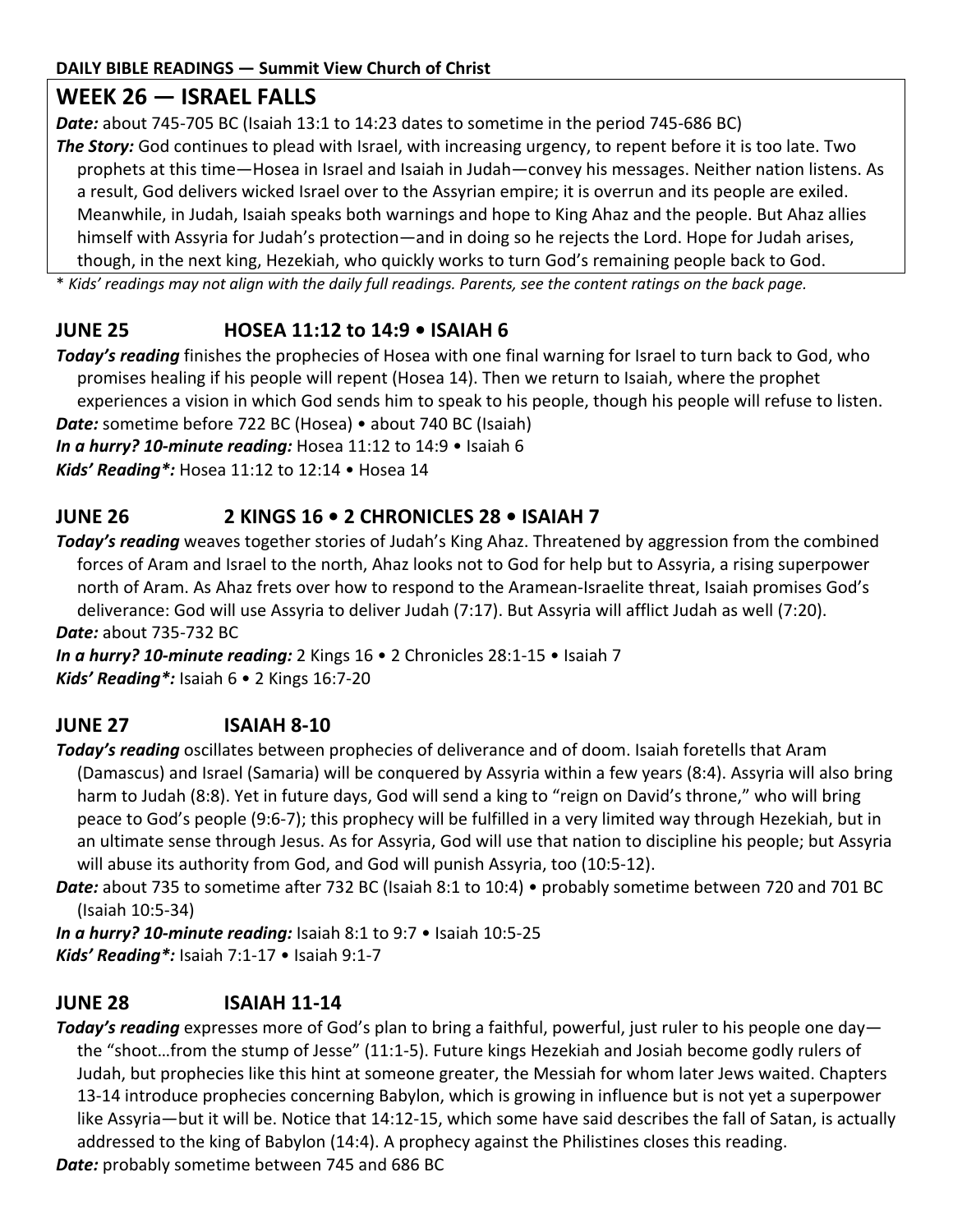**DAILY BIBLE READINGS — Summit View Church of Christ**

# WEEK 26 — ISRAEL FALLS

***Date:*** about 745-705 BC (Isaiah 13:1 to 14:23 dates to sometime in the period 745-686 BC)

***The Story:*** God continues to plead with Israel, with increasing urgency, to repent before it is too late. Two prophets at this time—Hosea in Israel and Isaiah in Judah—convey his messages. Neither nation listens. As a result, God delivers wicked Israel over to the Assyrian empire; it is overrun and its people are exiled. Meanwhile, in Judah, Isaiah speaks both warnings and hope to King Ahaz and the people. But Ahaz allies himself with Assyria for Judah's protection—and in doing so he rejects the Lord. Hope for Judah arises, though, in the next king, Hezekiah, who quickly works to turn God's remaining people back to God.

\* *Kids' readings may not align with the daily full readings. Parents, see the content ratings on the back page.*

## JUNE 25 HOSEA 11:12 to 14:9 • ISAIAH 6

***Today's reading*** finishes the prophecies of Hosea with one final warning for Israel to turn back to God, who promises healing if his people will repent (Hosea 14). Then we return to Isaiah, where the prophet experiences a vision in which God sends him to speak to his people, though his people will refuse to listen.

***Date:*** sometime before 722 BC (Hosea) • about 740 BC (Isaiah)

***In a hurry? 10-minute reading:*** Hosea 11:12 to 14:9 • Isaiah 6

***Kids' Reading\*:*** Hosea 11:12 to 12:14 • Hosea 14

## JUNE 26 2 KINGS 16 • 2 CHRONICLES 28 • ISAIAH 7

***Today's reading*** weaves together stories of Judah's King Ahaz. Threatened by aggression from the combined forces of Aram and Israel to the north, Ahaz looks not to God for help but to Assyria, a rising superpower north of Aram. As Ahaz frets over how to respond to the Aramean-Israelite threat, Isaiah promises God's deliverance: God will use Assyria to deliver Judah (7:17). But Assyria will afflict Judah as well (7:20).

***Date:*** about 735-732 BC

***In a hurry? 10-minute reading:*** 2 Kings 16 • 2 Chronicles 28:1-15 • Isaiah 7

***Kids' Reading\*:*** Isaiah 6 • 2 Kings 16:7-20

## JUNE 27 ISAIAH 8-10

***Today's reading*** oscillates between prophecies of deliverance and of doom. Isaiah foretells that Aram (Damascus) and Israel (Samaria) will be conquered by Assyria within a few years (8:4). Assyria will also bring harm to Judah (8:8). Yet in future days, God will send a king to "reign on David's throne," who will bring peace to God's people (9:6-7); this prophecy will be fulfilled in a very limited way through Hezekiah, but in an ultimate sense through Jesus. As for Assyria, God will use that nation to discipline his people; but Assyria will abuse its authority from God, and God will punish Assyria, too (10:5-12).

***Date:*** about 735 to sometime after 732 BC (Isaiah 8:1 to 10:4) • probably sometime between 720 and 701 BC (Isaiah 10:5-34)

***In a hurry? 10-minute reading:*** Isaiah 8:1 to 9:7 • Isaiah 10:5-25

***Kids' Reading\*:*** Isaiah 7:1-17 • Isaiah 9:1-7

## JUNE 28 ISAIAH 11-14

***Today's reading*** expresses more of God's plan to bring a faithful, powerful, just ruler to his people one day—the "shoot…from the stump of Jesse" (11:1-5). Future kings Hezekiah and Josiah become godly rulers of Judah, but prophecies like this hint at someone greater, the Messiah for whom later Jews waited. Chapters 13-14 introduce prophecies concerning Babylon, which is growing in influence but is not yet a superpower like Assyria—but it will be. Notice that 14:12-15, which some have said describes the fall of Satan, is actually addressed to the king of Babylon (14:4). A prophecy against the Philistines closes this reading.

***Date:*** probably sometime between 745 and 686 BC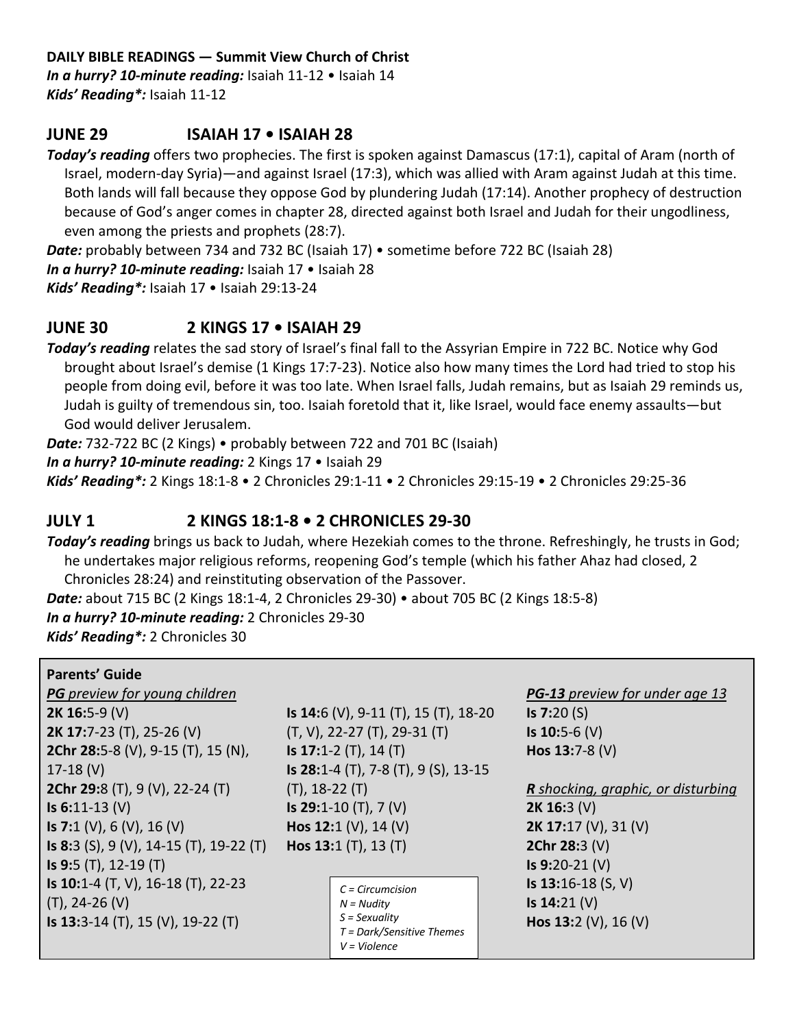**DAILY BIBLE READINGS — Summit View Church of Christ**

***In a hurry? 10-minute reading:*** Isaiah 11-12 • Isaiah 14

***Kids' Reading\*:*** Isaiah 11-12

## JUNE 29 ISAIAH 17 • ISAIAH 28

***Today's reading*** offers two prophecies. The first is spoken against Damascus (17:1), capital of Aram (north of Israel, modern-day Syria)—and against Israel (17:3), which was allied with Aram against Judah at this time. Both lands will fall because they oppose God by plundering Judah (17:14). Another prophecy of destruction because of God's anger comes in chapter 28, directed against both Israel and Judah for their ungodliness, even among the priests and prophets (28:7).

***Date:*** probably between 734 and 732 BC (Isaiah 17) • sometime before 722 BC (Isaiah 28)

***In a hurry? 10-minute reading:*** Isaiah 17 • Isaiah 28

***Kids' Reading\*:*** Isaiah 17 • Isaiah 29:13-24

## JUNE 30 2 KINGS 17 • ISAIAH 29

***Today's reading*** relates the sad story of Israel's final fall to the Assyrian Empire in 722 BC. Notice why God brought about Israel's demise (1 Kings 17:7-23). Notice also how many times the Lord had tried to stop his people from doing evil, before it was too late. When Israel falls, Judah remains, but as Isaiah 29 reminds us, Judah is guilty of tremendous sin, too. Isaiah foretold that it, like Israel, would face enemy assaults—but God would deliver Jerusalem.

***Date:*** 732-722 BC (2 Kings) • probably between 722 and 701 BC (Isaiah)

***In a hurry? 10-minute reading:*** 2 Kings 17 • Isaiah 29

***Kids' Reading\*:*** 2 Kings 18:1-8 • 2 Chronicles 29:1-11 • 2 Chronicles 29:15-19 • 2 Chronicles 29:25-36

## JULY 1 2 KINGS 18:1-8 • 2 CHRONICLES 29-30

***Today's reading*** brings us back to Judah, where Hezekiah comes to the throne. Refreshingly, he trusts in God; he undertakes major religious reforms, reopening God's temple (which his father Ahaz had closed, 2 Chronicles 28:24) and reinstituting observation of the Passover.

***Date:*** about 715 BC (2 Kings 18:1-4, 2 Chronicles 29-30) • about 705 BC (2 Kings 18:5-8)

***In a hurry? 10-minute reading:*** 2 Chronicles 29-30

***Kids' Reading\*:*** 2 Chronicles 30

**Parents' Guide**

***PG** preview for young children*

**2K 16:**5-9 (V)
**2K 17:**7-23 (T), 25-26 (V)
**2Chr 28:**5-8 (V), 9-15 (T), 15 (N), 17-18 (V)
**2Chr 29:**8 (T), 9 (V), 22-24 (T)
**Is 6:**11-13 (V)
**Is 7:**1 (V), 6 (V), 16 (V)
**Is 8:**3 (S), 9 (V), 14-15 (T), 19-22 (T)
**Is 9:**5 (T), 12-19 (T)
**Is 10:**1-4 (T, V), 16-18 (T), 22-23 (T), 24-26 (V)
**Is 13:**3-14 (T), 15 (V), 19-22 (T)
**Is 14:**6 (V), 9-11 (T), 15 (T), 18-20 (T, V), 22-27 (T), 29-31 (T)
**Is 17:**1-2 (T), 14 (T)
**Is 28:**1-4 (T), 7-8 (T), 9 (S), 13-15 (T), 18-22 (T)
**Is 29:**1-10 (T), 7 (V)
**Hos 12:**1 (V), 14 (V)
**Hos 13:**1 (T), 13 (T)

***PG-13** preview for under age 13*

**Is 7:**20 (S)
**Is 10:**5-6 (V)
**Hos 13:**7-8 (V)

***R** shocking, graphic, or disturbing*

**2K 16:**3 (V)
**2K 17:**17 (V), 31 (V)
**2Chr 28:**3 (V)
**Is 9:**20-21 (V)
**Is 13:**16-18 (S, V)
**Is 14:**21 (V)
**Hos 13:**2 (V), 16 (V)

*C = Circumcision*
*N = Nudity*
*S = Sexuality*
*T = Dark/Sensitive Themes*
*V = Violence*